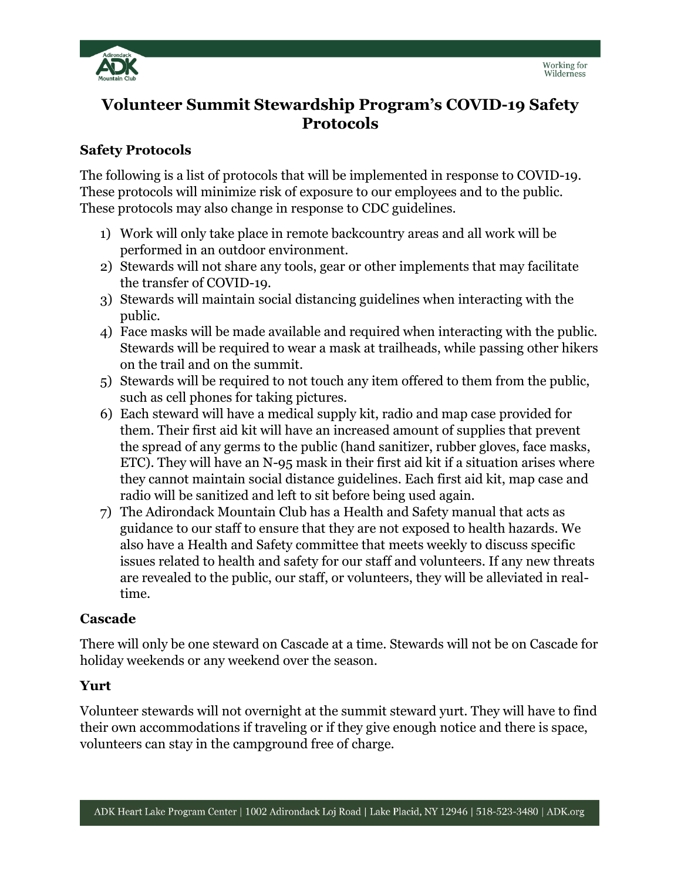# Volunteer Summit Stewardship Program's COVID-19 Safety Protocols

## Safety Protocols

The following is a list of protocols that will be implemented in response to COVID-19. These protocols will minimize risk of exposure to our employees and to the public. These protocols may also change in response to CDC guidelines.

1) Work will only take place in remote backcountry areas and all work will be performed in an outdoor environment.
2) Stewards will not share any tools, gear or other implements that may facilitate the transfer of COVID-19.
3) Stewards will maintain social distancing guidelines when interacting with the public.
4) Face masks will be made available and required when interacting with the public. Stewards will be required to wear a mask at trailheads, while passing other hikers on the trail and on the summit.
5) Stewards will be required to not touch any item offered to them from the public, such as cell phones for taking pictures.
6) Each steward will have a medical supply kit, radio and map case provided for them. Their first aid kit will have an increased amount of supplies that prevent the spread of any germs to the public (hand sanitizer, rubber gloves, face masks, ETC). They will have an N-95 mask in their first aid kit if a situation arises where they cannot maintain social distance guidelines. Each first aid kit, map case and radio will be sanitized and left to sit before being used again.
7) The Adirondack Mountain Club has a Health and Safety manual that acts as guidance to our staff to ensure that they are not exposed to health hazards. We also have a Health and Safety committee that meets weekly to discuss specific issues related to health and safety for our staff and volunteers. If any new threats are revealed to the public, our staff, or volunteers, they will be alleviated in real-time.

## Cascade

There will only be one steward on Cascade at a time. Stewards will not be on Cascade for holiday weekends or any weekend over the season.

## Yurt

Volunteer stewards will not overnight at the summit steward yurt. They will have to find their own accommodations if traveling or if they give enough notice and there is space, volunteers can stay in the campground free of charge.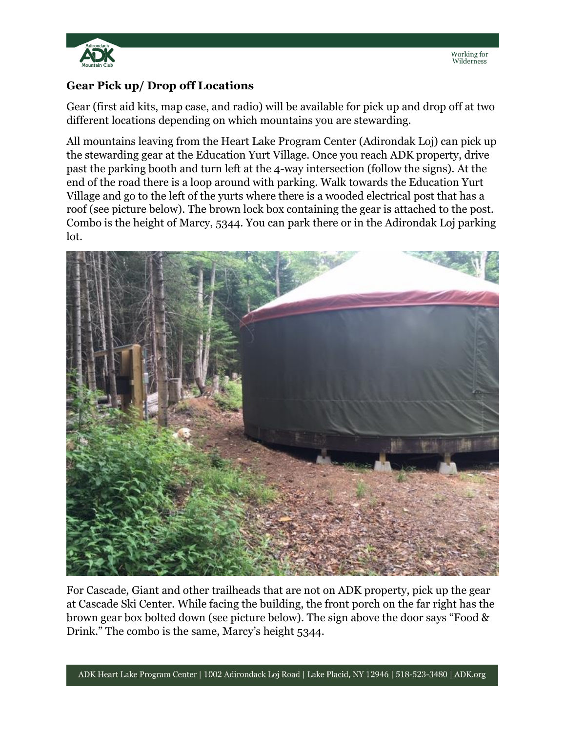## Gear Pick up/ Drop off Locations

Gear (first aid kits, map case, and radio) will be available for pick up and drop off at two different locations depending on which mountains you are stewarding.

All mountains leaving from the Heart Lake Program Center (Adirondak Loj) can pick up the stewarding gear at the Education Yurt Village. Once you reach ADK property, drive past the parking booth and turn left at the 4-way intersection (follow the signs). At the end of the road there is a loop around with parking. Walk towards the Education Yurt Village and go to the left of the yurts where there is a wooded electrical post that has a roof (see picture below). The brown lock box containing the gear is attached to the post. Combo is the height of Marcy, 5344. You can park there or in the Adirondak Loj parking lot.

For Cascade, Giant and other trailheads that are not on ADK property, pick up the gear at Cascade Ski Center. While facing the building, the front porch on the far right has the brown gear box bolted down (see picture below). The sign above the door says "Food & Drink." The combo is the same, Marcy's height 5344.